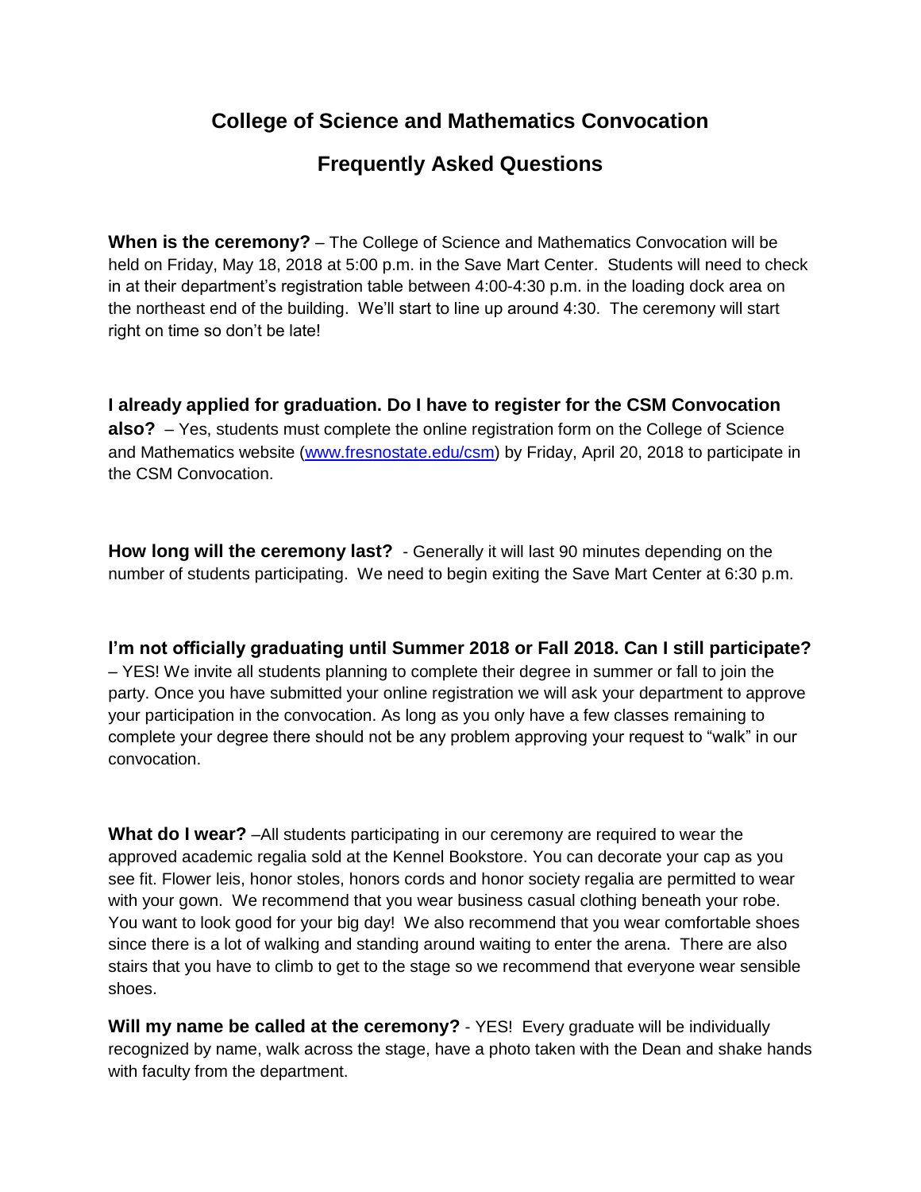# College of Science and Mathematics Convocation

## Frequently Asked Questions

**When is the ceremony?** – The College of Science and Mathematics Convocation will be held on Friday, May 18, 2018 at 5:00 p.m. in the Save Mart Center. Students will need to check in at their department's registration table between 4:00-4:30 p.m. in the loading dock area on the northeast end of the building. We'll start to line up around 4:30. The ceremony will start right on time so don't be late!

**I already applied for graduation. Do I have to register for the CSM Convocation also?** – Yes, students must complete the online registration form on the College of Science and Mathematics website ([www.fresnostate.edu/csm](www.fresnostate.edu/csm)) by Friday, April 20, 2018 to participate in the CSM Convocation.

**How long will the ceremony last?** - Generally it will last 90 minutes depending on the number of students participating. We need to begin exiting the Save Mart Center at 6:30 p.m.

**I'm not officially graduating until Summer 2018 or Fall 2018. Can I still participate?** – YES! We invite all students planning to complete their degree in summer or fall to join the party. Once you have submitted your online registration we will ask your department to approve your participation in the convocation. As long as you only have a few classes remaining to complete your degree there should not be any problem approving your request to "walk" in our convocation.

**What do I wear?** –All students participating in our ceremony are required to wear the approved academic regalia sold at the Kennel Bookstore. You can decorate your cap as you see fit. Flower leis, honor stoles, honors cords and honor society regalia are permitted to wear with your gown. We recommend that you wear business casual clothing beneath your robe. You want to look good for your big day! We also recommend that you wear comfortable shoes since there is a lot of walking and standing around waiting to enter the arena. There are also stairs that you have to climb to get to the stage so we recommend that everyone wear sensible shoes.

**Will my name be called at the ceremony?** - YES! Every graduate will be individually recognized by name, walk across the stage, have a photo taken with the Dean and shake hands with faculty from the department.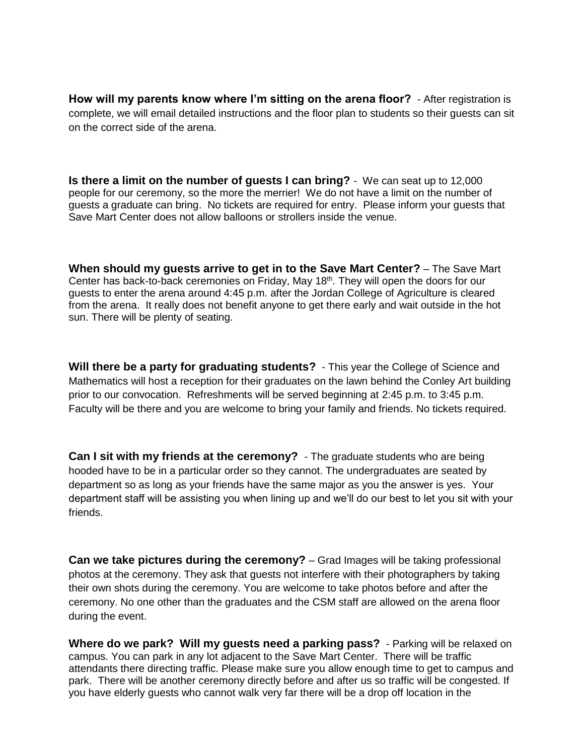**How will my parents know where I'm sitting on the arena floor?** - After registration is complete, we will email detailed instructions and the floor plan to students so their guests can sit on the correct side of the arena.

**Is there a limit on the number of guests I can bring?** - We can seat up to 12,000 people for our ceremony, so the more the merrier! We do not have a limit on the number of guests a graduate can bring. No tickets are required for entry. Please inform your guests that Save Mart Center does not allow balloons or strollers inside the venue.

**When should my guests arrive to get in to the Save Mart Center?** – The Save Mart Center has back-to-back ceremonies on Friday, May 18th. They will open the doors for our guests to enter the arena around 4:45 p.m. after the Jordan College of Agriculture is cleared from the arena. It really does not benefit anyone to get there early and wait outside in the hot sun. There will be plenty of seating.

**Will there be a party for graduating students?** - This year the College of Science and Mathematics will host a reception for their graduates on the lawn behind the Conley Art building prior to our convocation. Refreshments will be served beginning at 2:45 p.m. to 3:45 p.m. Faculty will be there and you are welcome to bring your family and friends. No tickets required.

**Can I sit with my friends at the ceremony?** - The graduate students who are being hooded have to be in a particular order so they cannot. The undergraduates are seated by department so as long as your friends have the same major as you the answer is yes. Your department staff will be assisting you when lining up and we'll do our best to let you sit with your friends.

**Can we take pictures during the ceremony?** – Grad Images will be taking professional photos at the ceremony. They ask that guests not interfere with their photographers by taking their own shots during the ceremony. You are welcome to take photos before and after the ceremony. No one other than the graduates and the CSM staff are allowed on the arena floor during the event.

**Where do we park? Will my guests need a parking pass?** - Parking will be relaxed on campus. You can park in any lot adjacent to the Save Mart Center. There will be traffic attendants there directing traffic. Please make sure you allow enough time to get to campus and park. There will be another ceremony directly before and after us so traffic will be congested. If you have elderly guests who cannot walk very far there will be a drop off location in the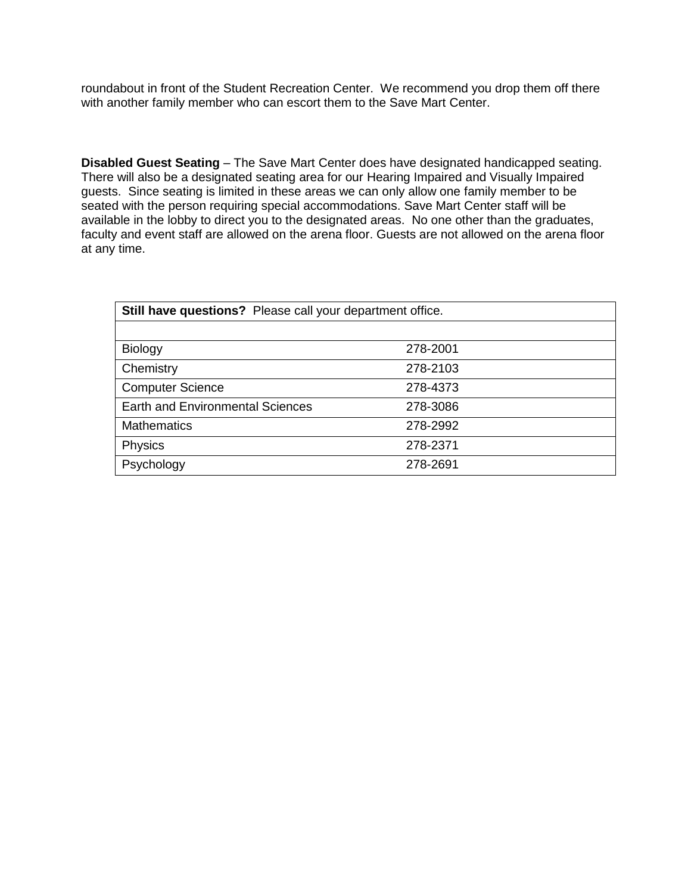roundabout in front of the Student Recreation Center. We recommend you drop them off there with another family member who can escort them to the Save Mart Center.

**Disabled Guest Seating** – The Save Mart Center does have designated handicapped seating. There will also be a designated seating area for our Hearing Impaired and Visually Impaired guests. Since seating is limited in these areas we can only allow one family member to be seated with the person requiring special accommodations. Save Mart Center staff will be available in the lobby to direct you to the designated areas. No one other than the graduates, faculty and event staff are allowed on the arena floor. Guests are not allowed on the arena floor at any time.

| **Still have questions?** Please call your department office. | |
|---|---|
| | |
| Biology | 278-2001 |
| Chemistry | 278-2103 |
| Computer Science | 278-4373 |
| Earth and Environmental Sciences | 278-3086 |
| Mathematics | 278-2992 |
| Physics | 278-2371 |
| Psychology | 278-2691 |